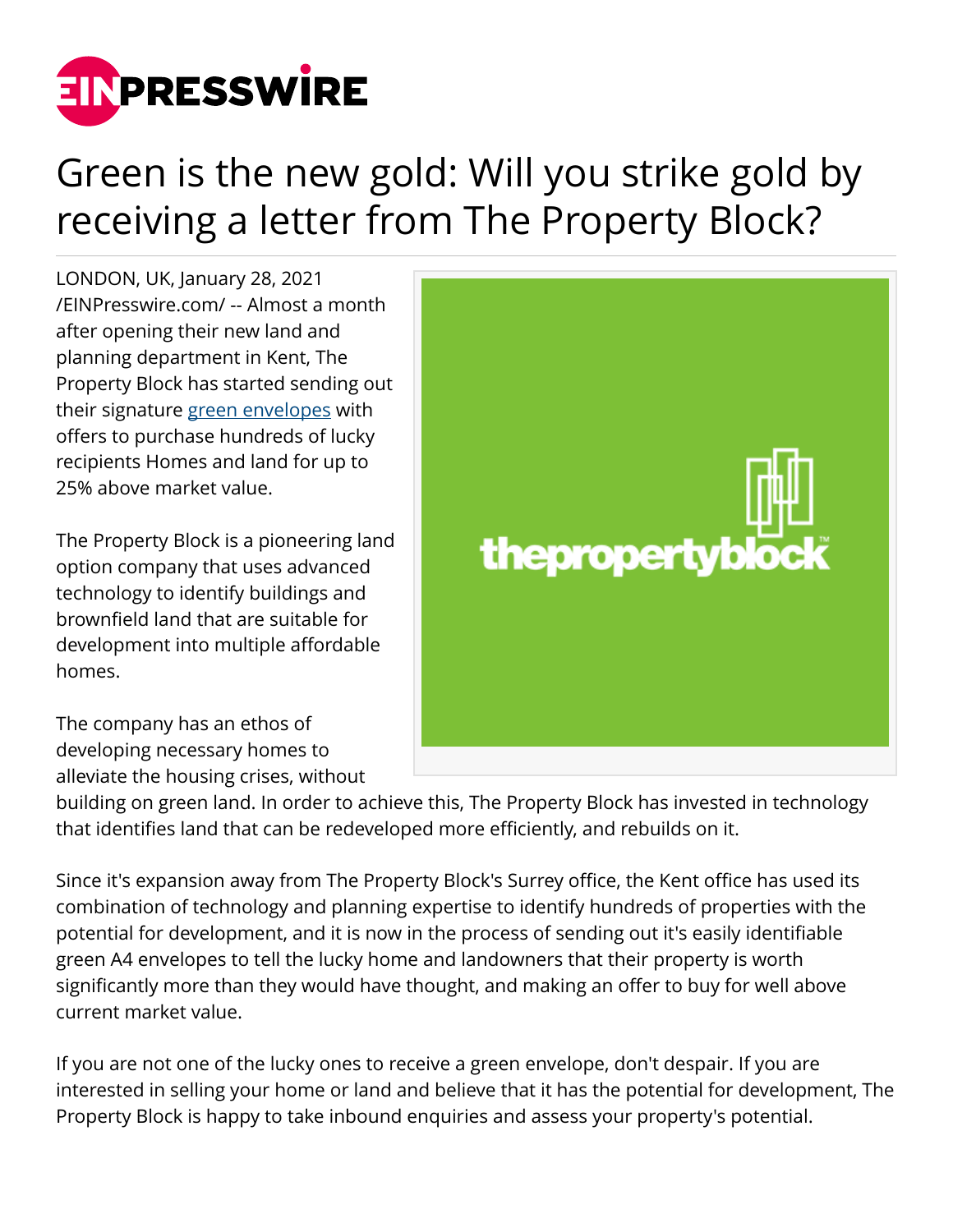# Green is the new gold: Will you strike gold by receiving a letter from The Property Block?

LONDON, UK, January 28, 2021 /EINPresswire.com/ -- Almost a month after opening their new land and planning department in Kent, The Property Block has started sending out their signature green envelopes with offers to purchase hundreds of lucky recipients Homes and land for up to 25% above market value.

The Property Block is a pioneering land option company that uses advanced technology to identify buildings and brownfield land that are suitable for development into multiple affordable homes.

The company has an ethos of developing necessary homes to alleviate the housing crises, without building on green land. In order to achieve this, The Property Block has invested in technology that identifies land that can be redeveloped more efficiently, and rebuilds on it.

Since it's expansion away from The Property Block's Surrey office, the Kent office has used its combination of technology and planning expertise to identify hundreds of properties with the potential for development, and it is now in the process of sending out it's easily identifiable green A4 envelopes to tell the lucky home and landowners that their property is worth significantly more than they would have thought, and making an offer to buy for well above current market value.

If you are not one of the lucky ones to receive a green envelope, don't despair. If you are interested in selling your home or land and believe that it has the potential for development, The Property Block is happy to take inbound enquiries and assess your property's potential.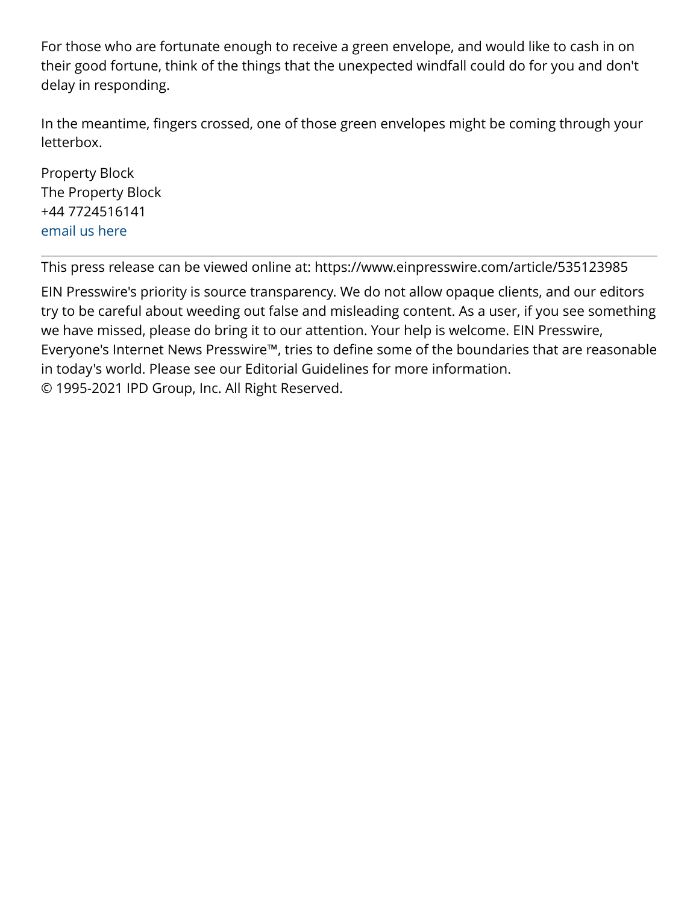For those who are fortunate enough to receive a green envelope, and would like to cash in on their good fortune, think of the things that the unexpected windfall could do for you and don't delay in responding.

In the meantime, fingers crossed, one of those green envelopes might be coming through your letterbox.

Property Block
The Property Block
+44 7724516141
email us here

---

This press release can be viewed online at: https://www.einpresswire.com/article/535123985

EIN Presswire's priority is source transparency. We do not allow opaque clients, and our editors try to be careful about weeding out false and misleading content. As a user, if you see something we have missed, please do bring it to our attention. Your help is welcome. EIN Presswire, Everyone's Internet News Presswire™, tries to define some of the boundaries that are reasonable in today's world. Please see our Editorial Guidelines for more information.
© 1995-2021 IPD Group, Inc. All Right Reserved.